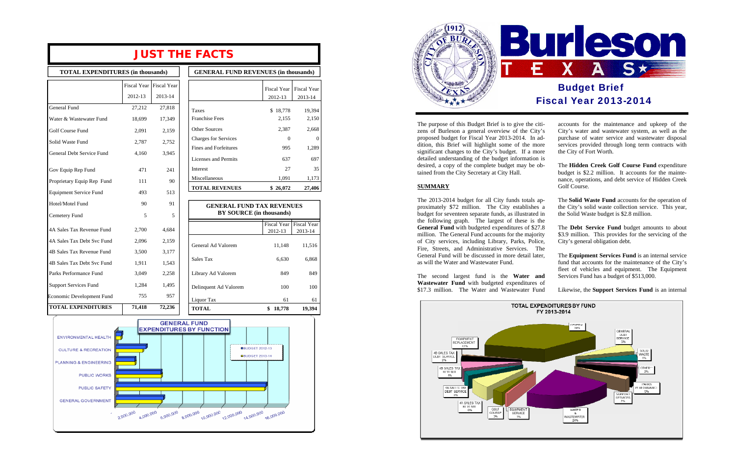# JUST THE FACTS

| TOTAL EXPENDITURES (in thousands) | Fiscal Year 2012-13 | Fiscal Year 2013-14 |
|---|---|---|
| General Fund | 27,212 | 27,818 |
| Water & Wastewater Fund | 18,699 | 17,349 |
| Golf Course Fund | 2,091 | 2,159 |
| Solid Waste Fund | 2,787 | 2,752 |
| General Debt Service Fund | 4,160 | 3,945 |
| Gov Equip Rep Fund | 471 | 241 |
| Proprietary Equip Rep Fund | 111 | 90 |
| Equipment Service Fund | 493 | 513 |
| Hotel/Motel Fund | 90 | 91 |
| Cemetery Fund | 5 | 5 |
| 4A Sales Tax Revenue Fund | 2,700 | 4,684 |
| 4A Sales Tax Debt Svc Fund | 2,096 | 2,159 |
| 4B Sales Tax Revenue Fund | 3,500 | 3,177 |
| 4B Sales Tax Debt Svc Fund | 1,911 | 1,543 |
| Parks Performance Fund | 3,049 | 2,258 |
| Support Services Fund | 1,284 | 1,495 |
| Economic Development Fund | 755 | 957 |
| **TOTAL EXPENDITURES** | **71,418** | **72,236** |

| GENERAL FUND REVENUES (in thousands) | Fiscal Year 2012-13 | Fiscal Year 2013-14 |
|---|---|---|
| Taxes | $ 18,778 | 19,394 |
| Franchise Fees | 2,155 | 2,150 |
| Other Sources | 2,387 | 2,668 |
| Charges for Services | 0 | 0 |
| Fines and Forfeitures | 995 | 1,289 |
| Licenses and Permits | 637 | 697 |
| Interest | 27 | 35 |
| Miscellaneous | 1,091 | 1,173 |
| **TOTAL REVENUES** | **$ 26,072** | **27,406** |

| GENERAL FUND TAX REVENUES BY SOURCE (in thousands) | Fiscal Year 2012-13 | Fiscal Year 2013-14 |
|---|---|---|
| General Ad Valorem | 11,148 | 11,516 |
| Sales Tax | 6,630 | 6,868 |
| Library Ad Valorem | 849 | 849 |
| Delinquent Ad Valorem | 100 | 100 |
| Liquor Tax | 61 | 61 |
| **TOTAL** | **$ 18,778** | **19,394** |

GENERAL FUND EXPENDITURES BY FUNCTION

Environmental Health; Culture & Recreation; Planning & Engineering; Public Works; Public Safety; General Government

BUDGET 2012-13 / BUDGET 2013-14

# Burleson Texas

## Budget Brief Fiscal Year 2013-2014

The purpose of this Budget Brief is to give the citizens of Burleson a general overview of the City's proposed budget for Fiscal Year 2013-2014. In addition, this Brief will highlight some of the more significant changes to the City's budget. If a more detailed understanding of the budget information is desired, a copy of the complete budget may be obtained from the City Secretary at City Hall.

### SUMMARY

The 2013-2014 budget for all City funds totals approximately $72 million. The City establishes a budget for seventeen separate funds, as illustrated in the following graph. The largest of these is the **General Fund** with budgeted expenditures of $27.8 million. The General Fund accounts for the majority of City services, including Library, Parks, Police, Fire, Streets, and Administrative Services. The General Fund will be discussed in more detail later, as will the Water and Wastewater Fund.

The second largest fund is the **Water and Wastewater Fund** with budgeted expenditures of $17.3 million. The Water and Wastewater Fund accounts for the maintenance and upkeep of the City's water and wastewater system, as well as the purchase of water service and wastewater disposal services provided through long term contracts with the City of Fort Worth.

The **Hidden Creek Golf Course Fund** expenditure budget is $2.2 million. It accounts for the maintenance, operations, and debt service of Hidden Creek Golf Course.

The **Solid Waste Fund** accounts for the operation of the City's solid waste collection service. This year, the Solid Waste budget is $2.8 million.

The **Debt Service Fund** budget amounts to about $3.9 million. This provides for the servicing of the City's general obligation debt.

The **Equipment Services Fund** is an internal service fund that accounts for the maintenance of the City's fleet of vehicles and equipment. The Equipment Services Fund has a budget of $513,000.

Likewise, the **Support Services Fund** is an internal

TOTAL EXPENDITURES BY FUND FY 2013-2014

General 39%; General Debt Service 5%; Solid Waste 4%; Other 2%; Parks Performance 3%; Support Services 2%; Water & Wastewater 24%; Equipment Service 1%; Golf Course 3%; 4A Sales Tax Revenue 6%; 4A Sales Tax Debt Service 3%; 4B Sales Tax Revenue 4%; 4B Sales Tax Debt Service 2%; Equipment Replacement <1%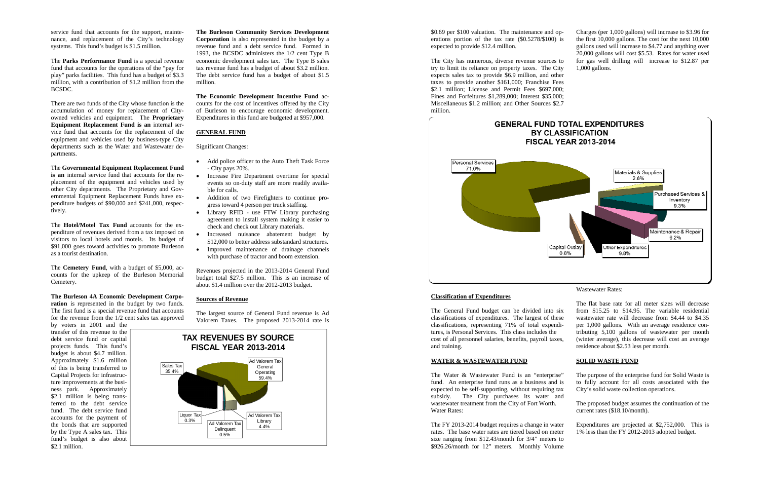service fund that accounts for the support, maintenance, and replacement of the City's technology systems. This fund's budget is $1.5 million.

The **Parks Performance Fund** is a special revenue fund that accounts for the operations of the "pay for play" parks facilities. This fund has a budget of $3.3 million, with a contribution of $1.2 million from the BCSDC.

There are two funds of the City whose function is the accumulation of money for replacement of City-owned vehicles and equipment. The **Proprietary Equipment Replacement Fund is an** internal service fund that accounts for the replacement of the equipment and vehicles used by business-type City departments such as the Water and Wastewater departments.

The **Governmental Equipment Replacement Fund is an** internal service fund that accounts for the replacement of the equipment and vehicles used by other City departments. The Proprietary and Governmental Equipment Replacement Funds have expenditure budgets of $90,000 and $241,000, respectively.

The **Hotel/Motel Tax Fund** accounts for the expenditure of revenues derived from a tax imposed on visitors to local hotels and motels. Its budget of $91,000 goes toward activities to promote Burleson as a tourist destination.

The **Cemetery Fund**, with a budget of $5,000, accounts for the upkeep of the Burleson Memorial Cemetery.

**The Burleson 4A Economic Development Corporation** is represented in the budget by two funds. The first fund is a special revenue fund that accounts for the revenue from the 1/2 cent sales tax approved by voters in 2001 and the transfer of this revenue to the debt service fund or capital projects funds. This fund's budget is about $4.7 million. Approximately $1.6 million of this is being transferred to Capital Projects for infrastructure improvements at the business park. Approximately $2.1 million is being transferred to the debt service fund. The debt service fund accounts for the payment of the bonds that are supported by the Type A sales tax. This fund's budget is also about $2.1 million.

**The Burleson Community Services Development Corporation** is also represented in the budget by a revenue fund and a debt service fund. Formed in 1993, the BCSDC administers the 1/2 cent Type B economic development sales tax. The Type B sales tax revenue fund has a budget of about $3.2 million. The debt service fund has a budget of about $1.5 million.

**The Economic Development Incentive Fund** accounts for the cost of incentives offered by the City of Burleson to encourage economic development. Expenditures in this fund are budgeted at $957,000.

## GENERAL FUND

Significant Changes:

- Add police officer to the Auto Theft Task Force - City pays 20%.
- Increase Fire Department overtime for special events so on-duty staff are more readily available for calls.
- Addition of two Firefighters to continue progress toward 4 person per truck staffing.
- Library RFID - use FTW Library purchasing agreement to install system making it easier to check and check out Library materials.
- Increased nuisance abatement budget by $12,000 to better address substandard structures.
- Improved maintenance of drainage channels with purchase of tractor and boom extension.

Revenues projected in the 2013-2014 General Fund budget total $27.5 million. This is an increase of about $1.4 million over the 2012-2013 budget.

### Sources of Revenue

The largest source of General Fund revenue is Ad Valorem Taxes. The proposed 2013-2014 rate is $0.69 per $100 valuation. The maintenance and operations portion of the tax rate ($0.5278/$100) is expected to provide $12.4 million.

The City has numerous, diverse revenue sources to try to limit its reliance on property taxes. The City expects sales tax to provide $6.9 million, and other taxes to provide another $161,000; Franchise Fees $2.1 million; License and Permit Fees $697,000; Fines and Forfeitures $1,289,000; Interest $35,000; Miscellaneous $1.2 million; and Other Sources $2.7 million.

TAX REVENUES BY SOURCE
FISCAL YEAR 2013-2014

Sales Tax
35.4%

Ad Valorem Tax General Operating
59.4%

Liquor Tax
0.3%

Ad Valorem Tax Delinquent
0.5%

Ad Valorem Tax Library
4.4%

GENERAL FUND TOTAL EXPENDITURES
BY CLASSIFICATION
FISCAL YEAR 2013-2014

Personal Services
71.0%

Materials & Supplies
2.6%

Purchased Services & Inventory
9.3%

Maintenance & Repair
6.2%

Other Expenditures
9.8%

Capital Outlay
0.8%

### Classification of Expenditures

The General Fund budget can be divided into six classifications of expenditures. The largest of these classifications, representing 71% of total expenditures, is Personal Services. This class includes the cost of all personnel salaries, benefits, payroll taxes, and training.

## WATER & WASTEWATER FUND

The Water & Wastewater Fund is an "enterprise" fund. An enterprise fund runs as a business and is expected to be self-supporting, without requiring tax subsidy. The City purchases its water and wastewater treatment from the City of Fort Worth.

Water Rates:

The FY 2013-2014 budget requires a change in water rates. The base water rates are tiered based on meter size ranging from $12.43/month for 3/4" meters to $926.26/month for 12" meters. Monthly Volume Charges (per 1,000 gallons) will increase to $3.96 for the first 10,000 gallons. The cost for the next 10,000 gallons used will increase to $4.77 and anything over 20,000 gallons will cost $5.53. Rates for water used for gas well drilling will increase to $12.87 per 1,000 gallons.

Wastewater Rates:

The flat base rate for all meter sizes will decrease from $15.25 to $14.95. The variable residential wastewater rate will decrease from $4.44 to $4.35 per 1,000 gallons. With an average residence contributing 5,100 gallons of wastewater per month (winter average), this decrease will cost an average residence about $2.53 less per month.

## SOLID WASTE FUND

The purpose of the enterprise fund for Solid Waste is to fully account for all costs associated with the City's solid waste collection operations.

The proposed budget assumes the continuation of the current rates ($18.10/month).

Expenditures are projected at $2,752,000. This is 1% less than the FY 2012-2013 adopted budget.